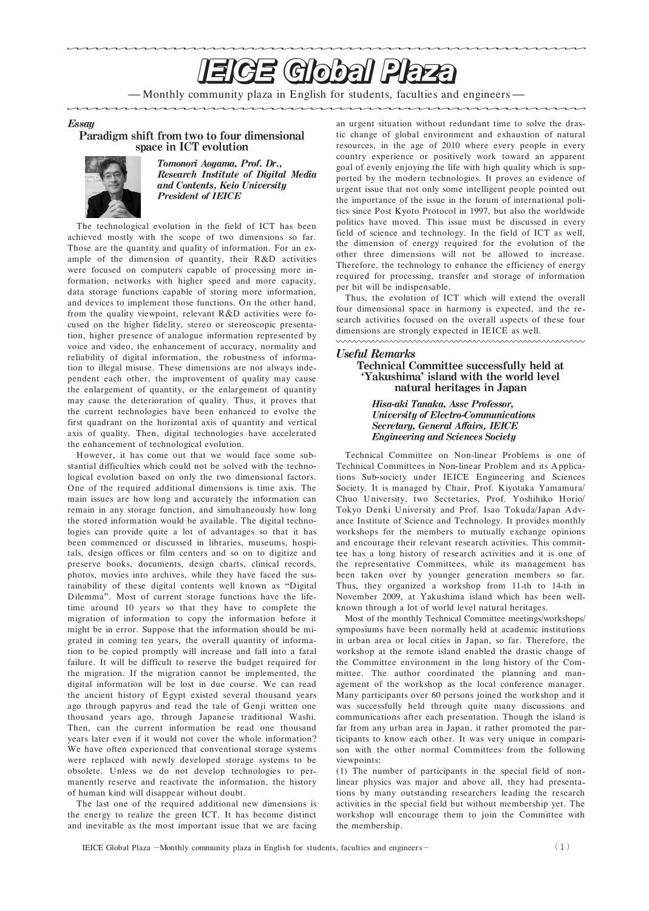# IEICE Global Plaza

— Monthly community plaza in English for students, faculties and engineers —

*Essay*

## Paradigm shift from two to four dimensional space in ICT evolution

***Tomonori Aoyama, Prof. Dr., Research Institute of Digital Media and Contents, Keio University President of IEICE***

The technological evolution in the field of ICT has been achieved mostly with the scope of two dimensions so far. Those are the quantity and quality of information. For an example of the dimension of quantity, their R&D activities were focused on computers capable of processing more information, networks with higher speed and more capacity, data storage functions capable of storing more information, and devices to implement those functions. On the other hand, from the quality viewpoint, relevant R&D activities were focused on the higher fidelity, stereo or stereoscopic presentation, higher presence of analogue information represented by voice and video, the enhancement of accuracy, normality and reliability of digital information, the robustness of information to illegal misuse. These dimensions are not always independent each other, the improvement of quality may cause the enlargement of quantity, or the enlargement of quantity may cause the deterioration of quality. Thus, it proves that the current technologies have been enhanced to evolve the first quadrant on the horizontal axis of quantity and vertical axis of quality. Then, digital technologies have accelerated the enhancement of technological evolution.

However, it has come out that we would face some substantial difficulties which could not be solved with the technological evolution based on only the two dimensional factors. One of the required additional dimensions is time axis. The main issues are how long and accurately the information can remain in any storage function, and simultaneously how long the stored information would be available. The digital technologies can provide quite a lot of advantages so that it has been commenced or discussed in libraries, museums, hospitals, design offices or film centers and so on to digitize and preserve books, documents, design charts, clinical records, photos, movies into archives, while they have faced the sustainability of these digital contents well known as "Digital Dilemma". Most of current storage functions have the lifetime around 10 years so that they have to complete the migration of information to copy the information before it might be in error. Suppose that the information should be migrated in coming ten years, the overall quantity of information to be copied promptly will increase and fall into a fatal failure. It will be difficult to reserve the budget required for the migration. If the migration cannot be implemented, the digital information will be lost in due course. We can read the ancient history of Egypt existed several thousand years ago through papyrus and read the tale of Genji written one thousand years ago, through Japanese traditional Washi. Then, can the current information be read one thousand years later even if it would not cover the whole information? We have often experienced that conventional storage systems were replaced with newly developed storage systems to be obsolete. Unless we do not develop technologies to permanently reserve and reactivate the information, the history of human kind will disappear without doubt.

The last one of the required additional new dimensions is the energy to realize the green ICT. It has become distinct and inevitable as the most important issue that we are facing an urgent situation without redundant time to solve the drastic change of global environment and exhaustion of natural resources, in the age of 2010 where every people in every country experience or positively work toward an apparent goal of evenly enjoying the life with high quality which is supported by the modern technologies. It proves an evidence of urgent issue that not only some intelligent people pointed out the importance of the issue in the forum of international politics since Post Kyoto Protocol in 1997, but also the worldwide politics have moved. This issue must be discussed in every field of science and technology. In the field of ICT as well, the dimension of energy required for the evolution of the other three dimensions will not be allowed to increase. Therefore, the technology to enhance the efficiency of energy required for processing, transfer and storage of information per bit will be indispensable.

Thus, the evolution of ICT which will extend the overall four dimensional space in harmony is expected, and the research activities focused on the overall aspects of these four dimensions are strongly expected in IEICE as well.

*Useful Remarks*

## Technical Committee successfully held at 'Yakushima' island with the world level natural heritages in Japan

***Hisa-aki Tanaka, Assc Professor, University of Electro-Communications Secretary, General Affairs, IEICE Engineering and Sciences Society***

Technical Committee on Non-linear Problems is one of Technical Committees in Non-linear Problem and its Applications Sub-society under IEICE Engineering and Sciences Society. It is managed by Chair, Prof. Kiyotaka Yamamura/ Chuo University, two Secretaries, Prof. Yoshihiko Horio/ Tokyo Denki University and Prof. Isao Tokuda/Japan Advance Institute of Science and Technology. It provides monthly workshops for the members to mutually exchange opinions and encourage their relevant research activities. This committee has a long history of research activities and it is one of the representative Committees, while its management has been taken over by younger generation members so far. Thus, they organized a workshop from 11-th to 14-th in November 2009, at Yakushima island which has been well-known through a lot of world level natural heritages.

Most of the monthly Technical Committee meetings/workshops/ symposiums have been normally held at academic institutions in urban area or local cities in Japan, so far. Therefore, the workshop at the remote island enabled the drastic change of the Committee environment in the long history of the Committee. The author coordinated the planning and management of the workshop as the local conference manager. Many participants over 60 persons joined the workshop and it was successfully held through quite many discussions and communications after each presentation. Though the island is far from any urban area in Japan, it rather promoted the participants to know each other. It was very unique in comparison with the other normal Committees from the following viewpoints:

(1) The number of participants in the special field of nonlinear physics was major and above all, they had presentations by many outstanding researchers leading the research activities in the special field but without membership yet. The workshop will encourage them to join the Committee with the membership.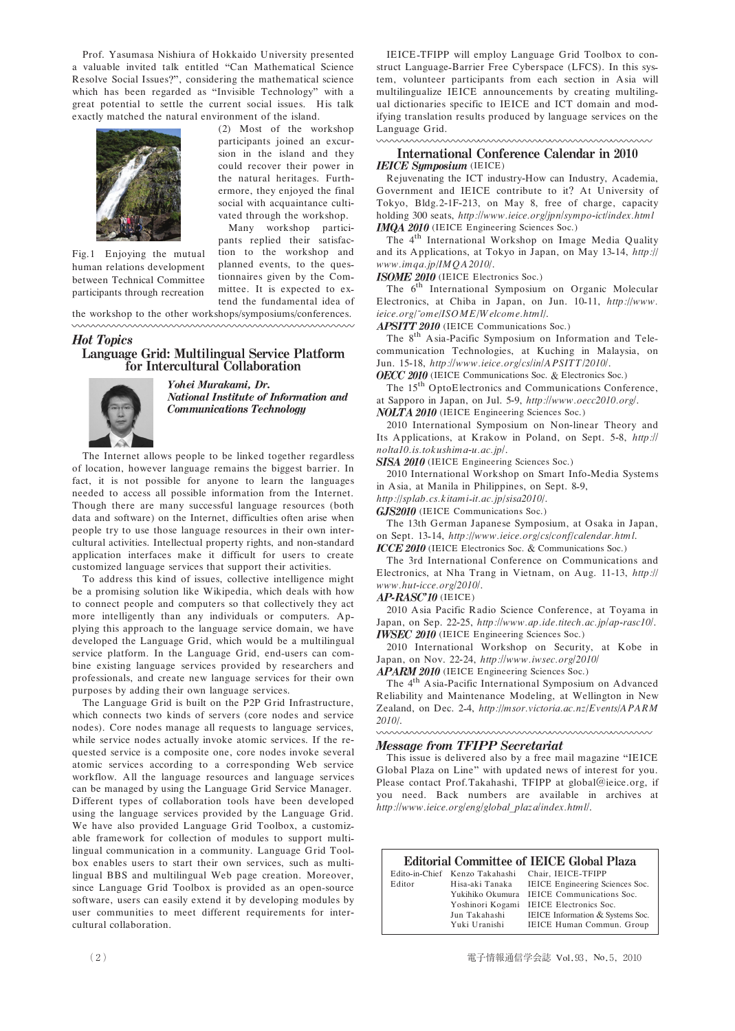Prof. Yasumasa Nishiura of Hokkaido University presented a valuable invited talk entitled "Can Mathematical Science Resolve Social Issues?", considering the mathematical science which has been regarded as "Invisible Technology" with a great potential to settle the current social issues. His talk exactly matched the natural environment of the island.

Fig.1 Enjoying the mutual human relations development between Technical Committee participants through recreation

(2) Most of the workshop participants joined an excursion in the island and they could recover their power in the natural heritages. Furthermore, they enjoyed the final social with acquaintance cultivated through the workshop.

Many workshop participants replied their satisfaction to the workshop and planned events, to the questionnaires given by the Committee. It is expected to extend the fundamental idea of the workshop to the other workshops/symposiums/conferences.

## *Hot Topics*

### Language Grid: Multilingual Service Platform for Intercultural Collaboration

***Yohei Murakami, Dr.***
***National Institute of Information and Communications Technology***

The Internet allows people to be linked together regardless of location, however language remains the biggest barrier. In fact, it is not possible for anyone to learn the languages needed to access all possible information from the Internet. Though there are many successful language resources (both data and software) on the Internet, difficulties often arise when people try to use those language resources in their own intercultural activities. Intellectual property rights, and non-standard application interfaces make it difficult for users to create customized language services that support their activities.

To address this kind of issues, collective intelligence might be a promising solution like Wikipedia, which deals with how to connect people and computers so that collectively they act more intelligently than any individuals or computers. Applying this approach to the language service domain, we have developed the Language Grid, which would be a multilingual service platform. In the Language Grid, end-users can combine existing language services provided by researchers and professionals, and create new language services for their own purposes by adding their own language services.

The Language Grid is built on the P2P Grid Infrastructure, which connects two kinds of servers (core nodes and service nodes). Core nodes manage all requests to language services, while service nodes actually invoke atomic services. If the requested service is a composite one, core nodes invoke several atomic services according to a corresponding Web service workflow. All the language resources and language services can be managed by using the Language Grid Service Manager. Different types of collaboration tools have been developed using the language services provided by the Language Grid. We have also provided Language Grid Toolbox, a customizable framework for collection of modules to support multilingual communication in a community. Language Grid Toolbox enables users to start their own services, such as multilingual BBS and multilingual Web page creation. Moreover, since Language Grid Toolbox is provided as an open-source software, users can easily extend it by developing modules by user communities to meet different requirements for intercultural collaboration.

IEICE-TFIPP will employ Language Grid Toolbox to construct Language-Barrier Free Cyberspace (LFCS). In this system, volunteer participants from each section in Asia will multilingualize IEICE announcements by creating multilingual dictionaries specific to IEICE and ICT domain and modifying translation results produced by language services on the Language Grid.

## International Conference Calendar in 2010

***IEICE Symposium*** (IEICE)
Rejuvenating the ICT industry-How can Industry, Academia, Government and IEICE contribute to it? At University of Tokyo, Bldg.2-1F-213, on May 8, free of charge, capacity holding 300 seats, *http://www.ieice.org/jpn/sympo-ict/index.html*

***IMQA 2010*** (IEICE Engineering Sciences Soc.)
The 4th International Workshop on Image Media Quality and its Applications, at Tokyo in Japan, on May 13-14, *http://www.imqa.jp/IMQA2010/*.

***ISOME 2010*** (IEICE Electronics Soc.)
The 6th International Symposium on Organic Molecular Electronics, at Chiba in Japan, on Jun. 10-11, *http://www.ieice.org/~ome/ISOME/Welcome.html/*.

***APSITT 2010*** (IEICE Communications Soc.)
The 8th Asia-Pacific Symposium on Information and Telecommunication Technologies, at Kuching in Malaysia, on Jun. 15-18, *http://www.ieice.org/cs/in/APSITT/2010/*.

***OECC 2010*** (IEICE Communications Soc. & Electronics Soc.)
The 15th OptoElectronics and Communications Conference, at Sapporo in Japan, on Jul. 5-9, *http://www.oecc2010.org/*.

***NOLTA 2010*** (IEICE Engineering Sciences Soc.)
2010 International Symposium on Non-linear Theory and Its Applications, at Krakow in Poland, on Sept. 5-8, *http://nolta10.is.tokushima-u.ac.jp/*.

***SISA 2010*** (IEICE Engineering Sciences Soc.)
2010 International Workshop on Smart Info-Media Systems in Asia, at Manila in Philippines, on Sept. 8-9, *http://splab.cs.kitami-it.ac.jp/sisa2010/*.

***GJS2010*** (IEICE Communications Soc.)
The 13th German Japanese Symposium, at Osaka in Japan, on Sept. 13-14, *http://www.ieice.org/cs/conf/calendar.html*.

***ICCE 2010*** (IEICE Electronics Soc. & Communications Soc.)
The 3rd International Conference on Communications and Electronics, at Nha Trang in Vietnam, on Aug. 11-13, *http://www.hut-icce.org/2010/*.

***AP-RASC'10*** (IEICE)
2010 Asia Pacific Radio Science Conference, at Toyama in Japan, on Sep. 22-25, *http://www.ap.ide.titech.ac.jp/ap-rasc10/*.

***IWSEC 2010*** (IEICE Engineering Sciences Soc.)
2010 International Workshop on Security, at Kobe in Japan, on Nov. 22-24, *http://www.iwsec.org/2010/*

***APARM 2010*** (IEICE Engineering Sciences Soc.)
The 4th Asia-Pacific International Symposium on Advanced Reliability and Maintenance Modeling, at Wellington in New Zealand, on Dec. 2-4, *http://msor.victoria.ac.nz/Events/APARM2010/*.

## *Message from TFIPP Secretariat*

This issue is delivered also by a free mail magazine "IEICE Global Plaza on Line" with updated news of interest for you. Please contact Prof.Takahashi, TFIPP at global@ieice.org, if you need. Back numbers are available in archives at *http://www.ieice.org/eng/global_plaza/index.html/*.

### Editorial Committee of IEICE Global Plaza

| | | |
|---|---|---|
| Edito-in-Chief | Kenzo Takahashi | Chair, IEICE-TFIPP |
| Editor | Hisa-aki Tanaka | IEICE Engineering Sciences Soc. |
| | Yukihiko Okumura | IEICE Communications Soc. |
| | Yoshinori Kogami | IEICE Electronics Soc. |
| | Jun Takahashi | IEICE Information & Systems Soc. |
| | Yuki Uranishi | IEICE Human Commun. Group |